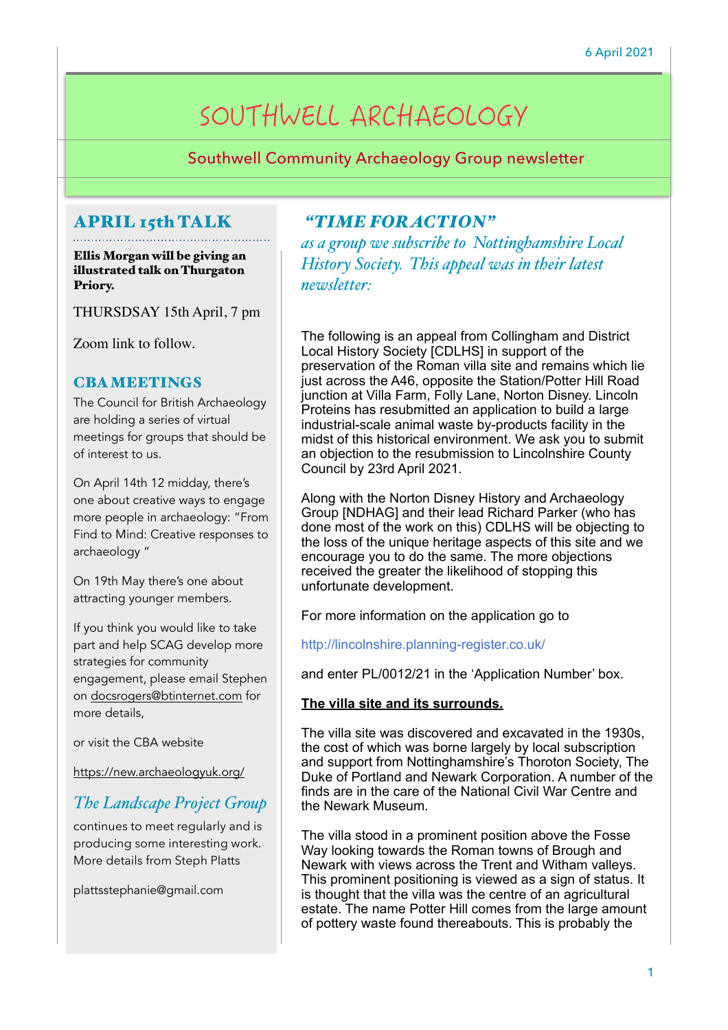6 April 2021

# SOUTHWELL ARCHAEOLOGY

Southwell Community Archaeology Group newsletter

## APRIL 15th TALK

**Ellis Morgan will be giving an illustrated talk on Thurgaton Priory.**

THURSDSAY 15th April, 7 pm

Zoom link to follow.

## CBA MEETINGS

The Council for British Archaeology are holding a series of virtual meetings for groups that should be of interest to us.

On April 14th 12 midday, there's one about creative ways to engage more people in archaeology: "From Find to Mind: Creative responses to archaeology "

On 19th May there's one about attracting younger members.

If you think you would like to take part and help SCAG develop more strategies for community engagement, please email Stephen on docsrogers@btinternet.com for more details,

or visit the CBA website

https://new.archaeologyuk.org/

## *The Landscape Project Group*

continues to meet regularly and is producing some interesting work. More details from Steph Platts

plattsstephanie@gmail.com

## *"TIME FOR ACTION"*

*as a group we subscribe to Nottinghamshire Local History Society. This appeal was in their latest newsletter:*

The following is an appeal from Collingham and District Local History Society [CDLHS] in support of the preservation of the Roman villa site and remains which lie just across the A46, opposite the Station/Potter Hill Road junction at Villa Farm, Folly Lane, Norton Disney. Lincoln Proteins has resubmitted an application to build a large industrial-scale animal waste by-products facility in the midst of this historical environment. We ask you to submit an objection to the resubmission to Lincolnshire County Council by 23rd April 2021.

Along with the Norton Disney History and Archaeology Group [NDHAG] and their lead Richard Parker (who has done most of the work on this) CDLHS will be objecting to the loss of the unique heritage aspects of this site and we encourage you to do the same. The more objections received the greater the likelihood of stopping this unfortunate development.

For more information on the application go to

http://lincolnshire.planning-register.co.uk/

and enter PL/0012/21 in the 'Application Number' box.

**The villa site and its surrounds.**

The villa site was discovered and excavated in the 1930s, the cost of which was borne largely by local subscription and support from Nottinghamshire's Thoroton Society, The Duke of Portland and Newark Corporation. A number of the finds are in the care of the National Civil War Centre and the Newark Museum.

The villa stood in a prominent position above the Fosse Way looking towards the Roman towns of Brough and Newark with views across the Trent and Witham valleys. This prominent positioning is viewed as a sign of status. It is thought that the villa was the centre of an agricultural estate. The name Potter Hill comes from the large amount of pottery waste found thereabouts. This is probably the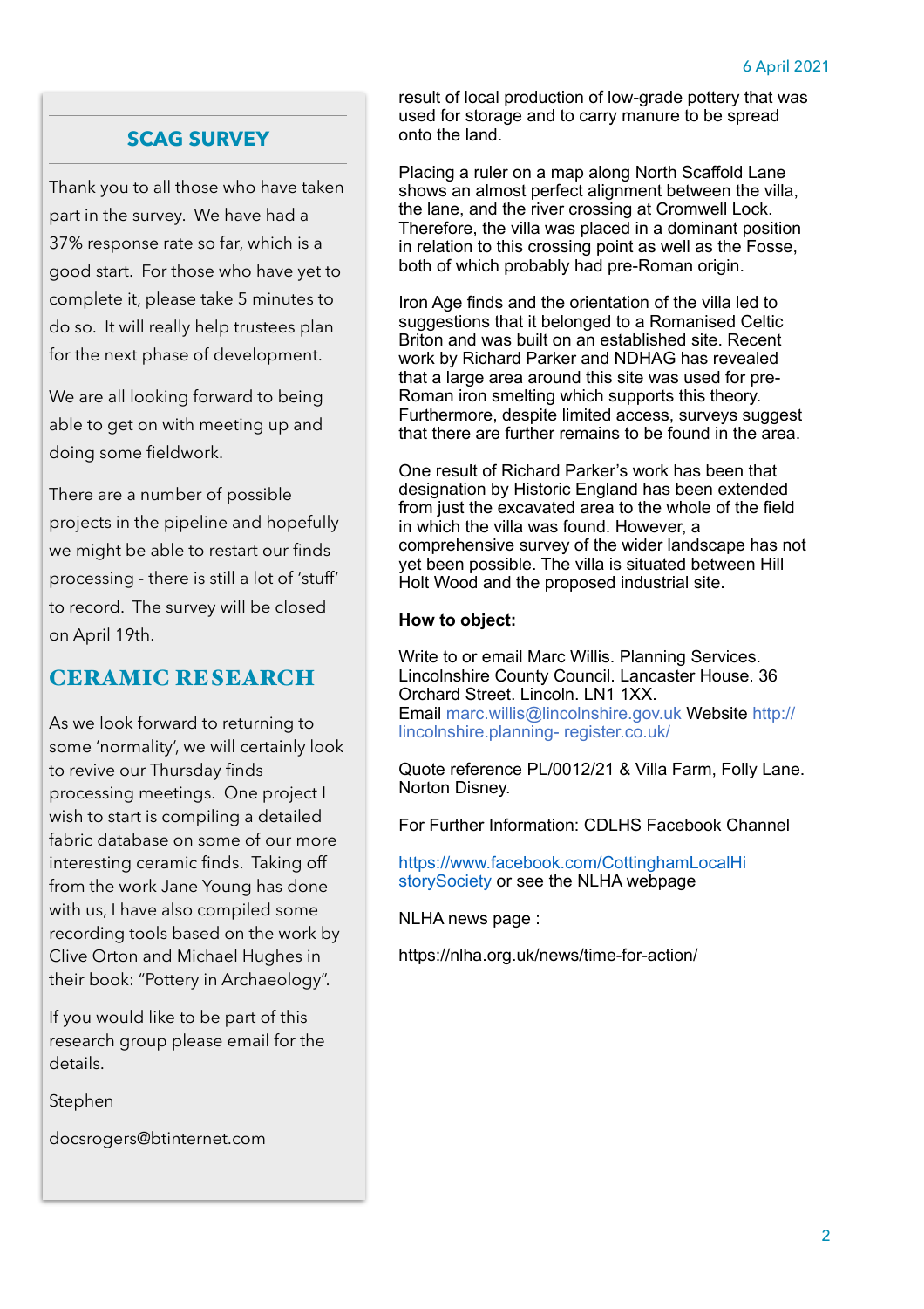6 April 2021

## SCAG SURVEY

Thank you to all those who have taken part in the survey. We have had a 37% response rate so far, which is a good start. For those who have yet to complete it, please take 5 minutes to do so. It will really help trustees plan for the next phase of development.

We are all looking forward to being able to get on with meeting up and doing some fieldwork.

There are a number of possible projects in the pipeline and hopefully we might be able to restart our finds processing - there is still a lot of 'stuff' to record. The survey will be closed on April 19th.

## CERAMIC RESEARCH

As we look forward to returning to some 'normality', we will certainly look to revive our Thursday finds processing meetings. One project I wish to start is compiling a detailed fabric database on some of our more interesting ceramic finds. Taking off from the work Jane Young has done with us, I have also compiled some recording tools based on the work by Clive Orton and Michael Hughes in their book: "Pottery in Archaeology".

If you would like to be part of this research group please email for the details.

Stephen

docsrogers@btinternet.com

result of local production of low-grade pottery that was used for storage and to carry manure to be spread onto the land.

Placing a ruler on a map along North Scaffold Lane shows an almost perfect alignment between the villa, the lane, and the river crossing at Cromwell Lock. Therefore, the villa was placed in a dominant position in relation to this crossing point as well as the Fosse, both of which probably had pre-Roman origin.

Iron Age finds and the orientation of the villa led to suggestions that it belonged to a Romanised Celtic Briton and was built on an established site. Recent work by Richard Parker and NDHAG has revealed that a large area around this site was used for pre-Roman iron smelting which supports this theory. Furthermore, despite limited access, surveys suggest that there are further remains to be found in the area.

One result of Richard Parker's work has been that designation by Historic England has been extended from just the excavated area to the whole of the field in which the villa was found. However, a comprehensive survey of the wider landscape has not yet been possible. The villa is situated between Hill Holt Wood and the proposed industrial site.

**How to object:**

Write to or email Marc Willis. Planning Services. Lincolnshire County Council. Lancaster House. 36 Orchard Street. Lincoln. LN1 1XX.
Email marc.willis@lincolnshire.gov.uk Website http://lincolnshire.planning- register.co.uk/

Quote reference PL/0012/21 & Villa Farm, Folly Lane. Norton Disney.

For Further Information: CDLHS Facebook Channel

https://www.facebook.com/CottinghamLocalHistorySociety or see the NLHA webpage

NLHA news page :

https://nlha.org.uk/news/time-for-action/